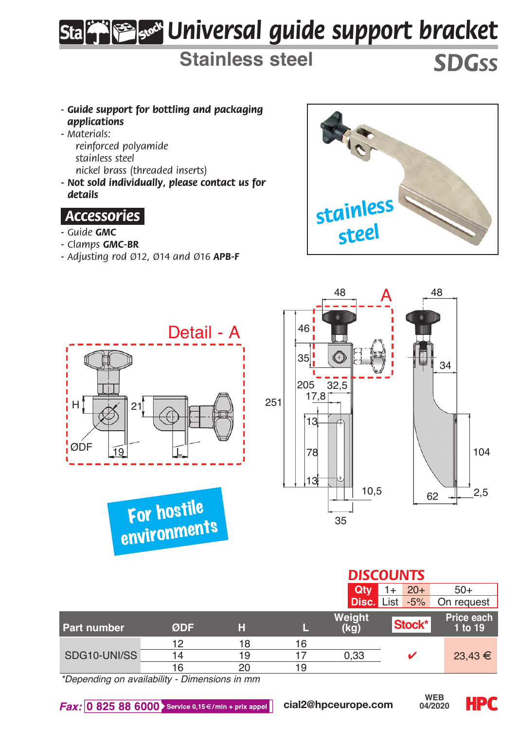# Universal guide support bracket

## Stainless steel

## SDGss

- ***Guide support for bottling and packaging applications***
- *Materials:*
  - *reinforced polyamide*
  - *stainless steel*
  - *nickel brass (threaded inserts)*
- ***Not sold individually, please contact us for details***

### Accessories

- *Guide* **GMC**
- *Clamps* **GMC-BR**
- *Adjusting rod Ø12, Ø14 and Ø16* **APB-F**

stainless steel

For hostile environments

Detail - A

### DISCOUNTS

| Qty | 1+ | 20+ | 50+ |
|---|---|---|---|
| Disc. | List | -5% | On request |

| Part number | ØDF | H | L | Weight (kg) | Stock* | Price each 1 to 19 |
|---|---|---|---|---|---|---|
| SDG10-UNI/SS | 12 | 18 | 16 | 0,33 | ✔ | 23,43 € |
| | 14 | 19 | 17 | | | |
| | 16 | 20 | 19 | | | |

*\*Depending on availability - Dimensions in mm*

*Fax:* 0 825 88 6000 Service 0,15€/min + prix appel  cial2@hpceurope.com  WEB 04/2020  HPC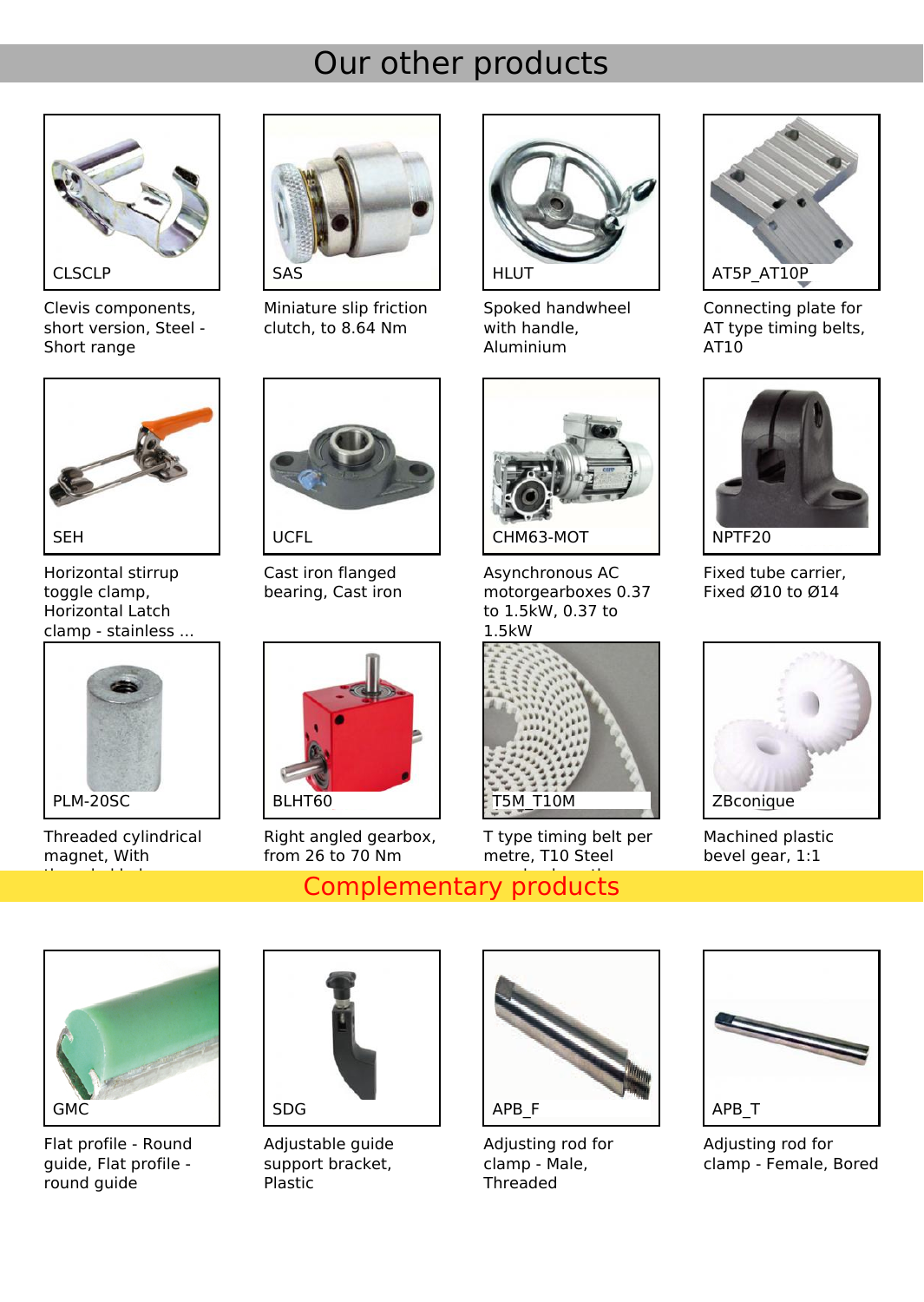# Our other products

CLSCLP

Clevis components, short version, Steel - Short range

SAS

Miniature slip friction clutch, to 8.64 Nm

HLUT

Spoked handwheel with handle, Aluminium

AT5P_AT10P

Connecting plate for AT type timing belts, AT10

SEH

Horizontal stirrup toggle clamp, Horizontal Latch clamp - stainless ...

UCFL

Cast iron flanged bearing, Cast iron

CHM63-MOT

Asynchronous AC motorgearboxes 0.37 to 1.5kW, 0.37 to 1.5kW

NPTF20

Fixed tube carrier, Fixed Ø10 to Ø14

PLM-20SC

Threaded cylindrical magnet, With

BLHT60

Right angled gearbox, from 26 to 70 Nm

T5M_T10M

T type timing belt per metre, T10 Steel

ZBconique

Machined plastic bevel gear, 1:1

# Complementary products

GMC

Flat profile - Round guide, Flat profile - round guide

SDG

Adjustable guide support bracket, Plastic

APB_F

Adjusting rod for clamp - Male, Threaded

APB_T

Adjusting rod for clamp - Female, Bored